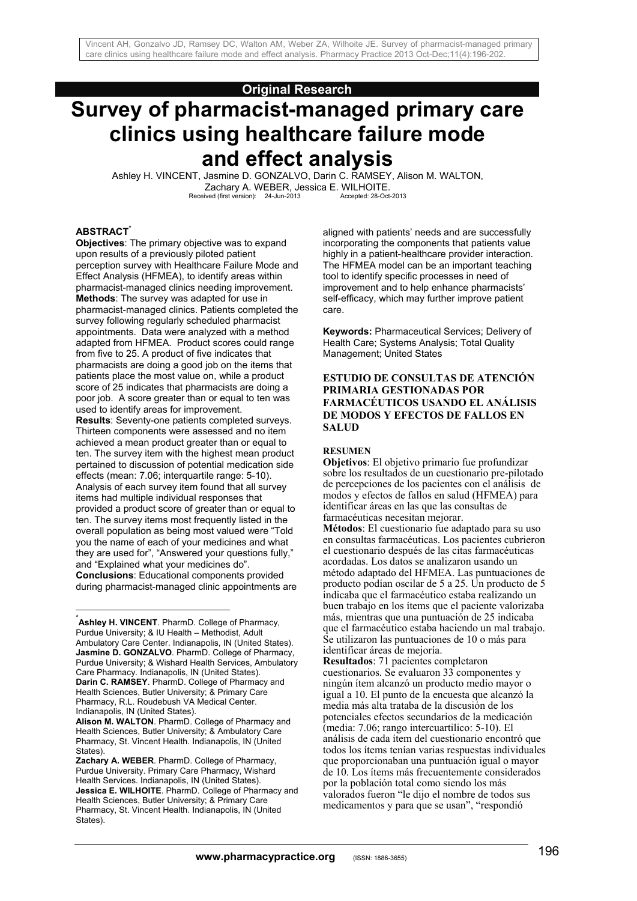**Original Research**

# Survey of pharmacist-managed primary care clinics using healthcare failure mode and effect analysis

Ashley H. VINCENT, Jasmine D. GONZALVO, Darin C. RAMSEY, Alison M. WALTON, Zachary A. WEBER, Jessica E. WILHOITE.

Received (first version): 24-Jun-2013 Accepted: 28-Oct-2013

## ABSTRACT[*]

**Objectives**: The primary objective was to expand upon results of a previously piloted patient perception survey with Healthcare Failure Mode and Effect Analysis (HFMEA), to identify areas within pharmacist-managed clinics needing improvement.

**Methods**: The survey was adapted for use in pharmacist-managed clinics. Patients completed the survey following regularly scheduled pharmacist appointments. Data were analyzed with a method adapted from HFMEA. Product scores could range from five to 25. A product of five indicates that pharmacists are doing a good job on the items that patients place the most value on, while a product score of 25 indicates that pharmacists are doing a poor job. A score greater than or equal to ten was used to identify areas for improvement.

**Results**: Seventy-one patients completed surveys. Thirteen components were assessed and no item achieved a mean product greater than or equal to ten. The survey item with the highest mean product pertained to discussion of potential medication side effects (mean: 7.06; interquartile range: 5-10). Analysis of each survey item found that all survey items had multiple individual responses that provided a product score of greater than or equal to ten. The survey items most frequently listed in the overall population as being most valued were "Told you the name of each of your medicines and what they are used for", "Answered your questions fully," and "Explained what your medicines do".

**Conclusions**: Educational components provided during pharmacist-managed clinic appointments are aligned with patients' needs and are successfully incorporating the components that patients value highly in a patient-healthcare provider interaction. The HFMEA model can be an important teaching tool to identify specific processes in need of improvement and to help enhance pharmacists' self-efficacy, which may further improve patient care.

**Keywords:** Pharmaceutical Services; Delivery of Health Care; Systems Analysis; Total Quality Management; United States

## ESTUDIO DE CONSULTAS DE ATENCIÓN PRIMARIA GESTIONADAS POR FARMACÉUTICOS USANDO EL ANÁLISIS DE MODOS Y EFECTOS DE FALLOS EN SALUD

### RESUMEN

**Objetivos**: El objetivo primario fue profundizar sobre los resultados de un cuestionario pre-pilotado de percepciones de los pacientes con el análisis de modos y efectos de fallos en salud (HFMEA) para identificar áreas en las que las consultas de farmacéuticas necesitan mejorar.

**Métodos**: El cuestionario fue adaptado para su uso en consultas farmacéuticas. Los pacientes cubrieron el cuestionario después de las citas farmacéuticas acordadas. Los datos se analizaron usando un método adaptado del HFMEA. Las puntuaciones de producto podían oscilar de 5 a 25. Un producto de 5 indicaba que el farmacéutico estaba realizando un buen trabajo en los ítems que el paciente valorizaba más, mientras que una puntuación de 25 indicaba que el farmacéutico estaba haciendo un mal trabajo. Se utilizaron las puntuaciones de 10 o más para identificar áreas de mejoría.

**Resultados**: 71 pacientes completaron cuestionarios. Se evaluaron 33 componentes y ningún ítem alcanzó un producto medio mayor o igual a 10. El punto de la encuesta que alcanzó la media más alta trataba de la discusión de los potenciales efectos secundarios de la medicación (media: 7.06; rango intercuartilico: 5-10). El análisis de cada ítem del cuestionario encontró que todos los ítems tenían varias respuestas individuales que proporcionaban una puntuación igual o mayor de 10. Los ítems más frecuentemente considerados por la población total como siendo los más valorados fueron "le dijo el nombre de todos sus medicamentos y para que se usan", "respondió

---

[*] **Ashley H. VINCENT**. PharmD. College of Pharmacy, Purdue University; & IU Health – Methodist, Adult Ambulatory Care Center. Indianapolis, IN (United States).
**Jasmine D. GONZALVO**. PharmD. College of Pharmacy, Purdue University; & Wishard Health Services, Ambulatory Care Pharmacy. Indianapolis, IN (United States).
**Darin C. RAMSEY**. PharmD. College of Pharmacy and Health Sciences, Butler University; & Primary Care Pharmacy, R.L. Roudebush VA Medical Center. Indianapolis, IN (United States).
**Alison M. WALTON**. PharmD. College of Pharmacy and Health Sciences, Butler University; & Ambulatory Care Pharmacy, St. Vincent Health. Indianapolis, IN (United States).
**Zachary A. WEBER**. PharmD. College of Pharmacy, Purdue University. Primary Care Pharmacy, Wishard Health Services. Indianapolis, IN (United States).
**Jessica E. WILHOITE**. PharmD. College of Pharmacy and Health Sciences, Butler University; & Primary Care Pharmacy, St. Vincent Health. Indianapolis, IN (United States).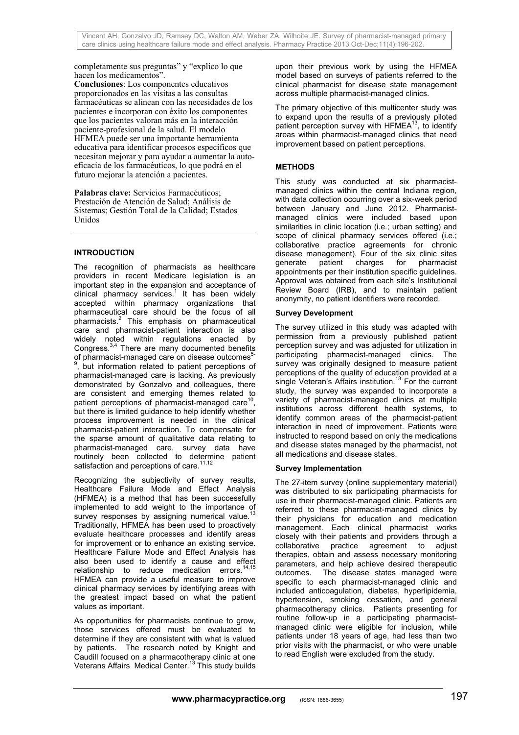completamente sus preguntas" y "explico lo que hacen los medicamentos".

**Conclusiones**: Los componentes educativos proporcionados en las visitas a las consultas farmacéuticas se alinean con las necesidades de los pacientes e incorporan con éxito los componentes que los pacientes valoran más en la interacción paciente-profesional de la salud. El modelo HFMEA puede ser una importante herramienta educativa para identificar procesos específicos que necesitan mejorar y para ayudar a aumentar la auto-eficacia de los farmacéuticos, lo que podrá en el futuro mejorar la atención a pacientes.

**Palabras clave:** Servicios Farmacéuticos; Prestación de Atención de Salud; Análisis de Sistemas; Gestión Total de la Calidad; Estados Unidos

## INTRODUCTION

The recognition of pharmacists as healthcare providers in recent Medicare legislation is an important step in the expansion and acceptance of clinical pharmacy services.[1] It has been widely accepted within pharmacy organizations that pharmaceutical care should be the focus of all pharmacists.[2] This emphasis on pharmaceutical care and pharmacist-patient interaction is also widely noted within regulations enacted by Congress.[3,4] There are many documented benefits of pharmacist-managed care on disease outcomes[5-9], but information related to patient perceptions of pharmacist-managed care is lacking. As previously demonstrated by Gonzalvo and colleagues, there are consistent and emerging themes related to patient perceptions of pharmacist-managed care[10], but there is limited guidance to help identify whether process improvement is needed in the clinical pharmacist-patient interaction. To compensate for the sparse amount of qualitative data relating to pharmacist-managed care, survey data have routinely been collected to determine patient satisfaction and perceptions of care.[11,12]

Recognizing the subjectivity of survey results, Healthcare Failure Mode and Effect Analysis (HFMEA) is a method that has been successfully implemented to add weight to the importance of survey responses by assigning numerical value.[13] Traditionally, HFMEA has been used to proactively evaluate healthcare processes and identify areas for improvement or to enhance an existing service. Healthcare Failure Mode and Effect Analysis has also been used to identify a cause and effect relationship to reduce medication errors.[14,15] HFMEA can provide a useful measure to improve clinical pharmacy services by identifying areas with the greatest impact based on what the patient values as important.

As opportunities for pharmacists continue to grow, those services offered must be evaluated to determine if they are consistent with what is valued by patients. The research noted by Knight and Caudill focused on a pharmacotherapy clinic at one Veterans Affairs Medical Center.[13] This study builds upon their previous work by using the HFMEA model based on surveys of patients referred to the clinical pharmacist for disease state management across multiple pharmacist-managed clinics.

The primary objective of this multicenter study was to expand upon the results of a previously piloted patient perception survey with HFMEA[13], to identify areas within pharmacist-managed clinics that need improvement based on patient perceptions.

## METHODS

This study was conducted at six pharmacist-managed clinics within the central Indiana region, with data collection occurring over a six-week period between January and June 2012. Pharmacist-managed clinics were included based upon similarities in clinic location (i.e.; urban setting) and scope of clinical pharmacy services offered (i.e.; collaborative practice agreements for chronic disease management). Four of the six clinic sites generate patient charges for pharmacist appointments per their institution specific guidelines. Approval was obtained from each site's Institutional Review Board (IRB), and to maintain patient anonymity, no patient identifiers were recorded.

### Survey Development

The survey utilized in this study was adapted with permission from a previously published patient perception survey and was adjusted for utilization in participating pharmacist-managed clinics. The survey was originally designed to measure patient perceptions of the quality of education provided at a single Veteran's Affairs institution.[13] For the current study, the survey was expanded to incorporate a variety of pharmacist-managed clinics at multiple institutions across different health systems, to identify common areas of the pharmacist-patient interaction in need of improvement. Patients were instructed to respond based on only the medications and disease states managed by the pharmacist, not all medications and disease states.

### Survey Implementation

The 27-item survey (online supplementary material) was distributed to six participating pharmacists for use in their pharmacist-managed clinic. Patients are referred to these pharmacist-managed clinics by their physicians for education and medication management. Each clinical pharmacist works closely with their patients and providers through a collaborative practice agreement to adjust therapies, obtain and assess necessary monitoring parameters, and help achieve desired therapeutic outcomes. The disease states managed were specific to each pharmacist-managed clinic and included anticoagulation, diabetes, hyperlipidemia, hypertension, smoking cessation, and general pharmacotherapy clinics. Patients presenting for routine follow-up in a participating pharmacist-managed clinic were eligible for inclusion, while patients under 18 years of age, had less than two prior visits with the pharmacist, or who were unable to read English were excluded from the study.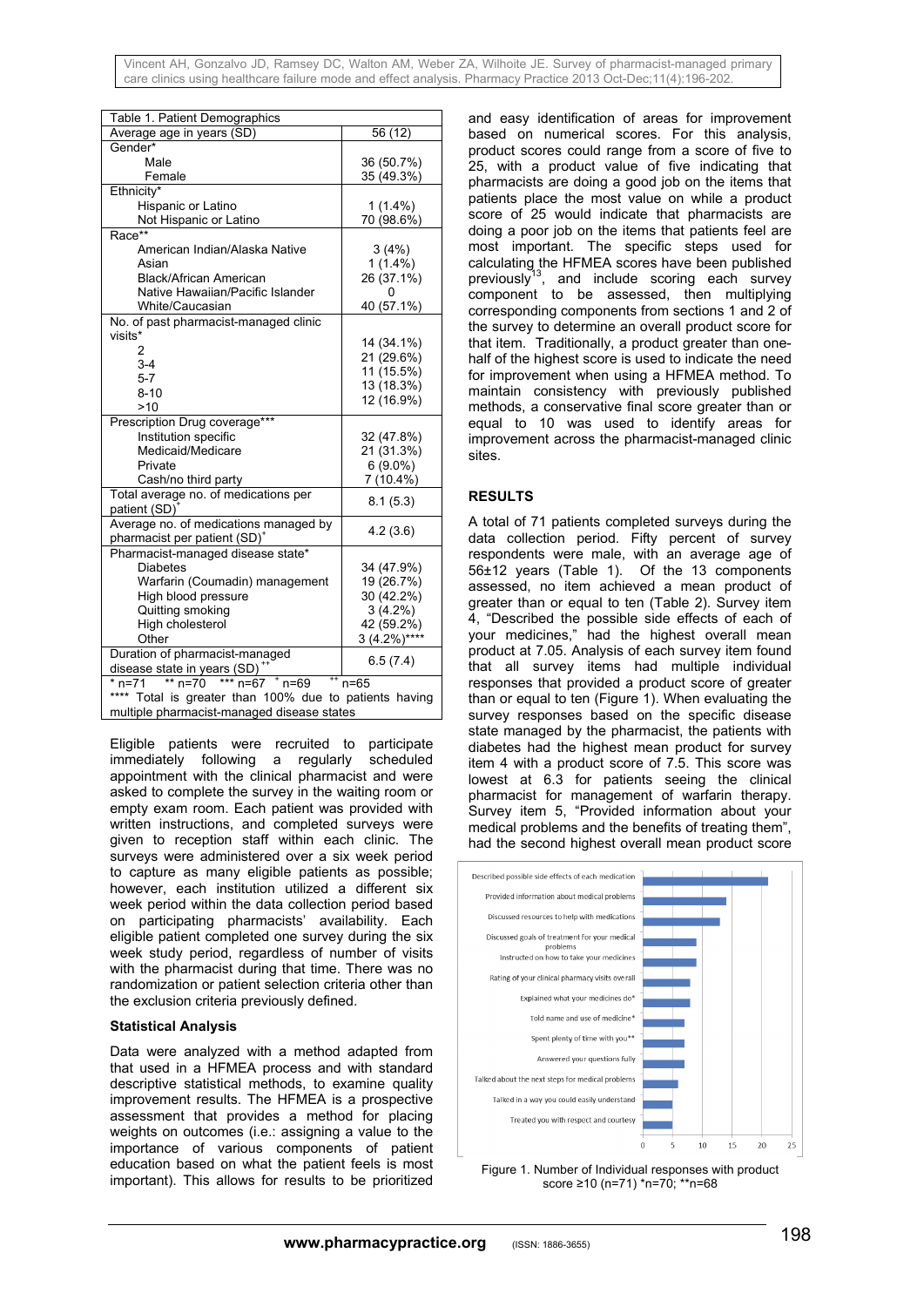| Table 1. Patient Demographics | |
|---|---|
| Average age in years (SD) | 56 (12) |
| Gender* | |
| Male | 36 (50.7%) |
| Female | 35 (49.3%) |
| Ethnicity* | |
| Hispanic or Latino | 1 (1.4%) |
| Not Hispanic or Latino | 70 (98.6%) |
| Race** | |
| American Indian/Alaska Native | 3 (4%) |
| Asian | 1 (1.4%) |
| Black/African American | 26 (37.1%) |
| Native Hawaiian/Pacific Islander | 0 |
| White/Caucasian | 40 (57.1%) |
| No. of past pharmacist-managed clinic visits* | |
| 2 | 14 (34.1%) |
| 3-4 | 21 (29.6%) |
| 5-7 | 11 (15.5%) |
| 8-10 | 13 (18.3%) |
| >10 | 12 (16.9%) |
| Prescription Drug coverage*** | |
| Institution specific | 32 (47.8%) |
| Medicaid/Medicare | 21 (31.3%) |
| Private | 6 (9.0%) |
| Cash/no third party | 7 (10.4%) |
| Total average no. of medications per patient (SD)+ | 8.1 (5.3) |
| Average no. of medications managed by pharmacist per patient (SD)+ | 4.2 (3.6) |
| Pharmacist-managed disease state* | |
| Diabetes | 34 (47.9%) |
| Warfarin (Coumadin) management | 19 (26.7%) |
| High blood pressure | 30 (42.2%) |
| Quitting smoking | 3 (4.2%) |
| High cholesterol | 42 (59.2%) |
| Other | 3 (4.2%)**** |
| Duration of pharmacist-managed disease state in years (SD)++ | 6.5 (7.4) |

\* n=71 ** n=70 *** n=67 + n=69 ++ n=65

**** Total is greater than 100% due to patients having multiple pharmacist-managed disease states

Eligible patients were recruited to participate immediately following a regularly scheduled appointment with the clinical pharmacist and were asked to complete the survey in the waiting room or empty exam room. Each patient was provided with written instructions, and completed surveys were given to reception staff within each clinic. The surveys were administered over a six week period to capture as many eligible patients as possible; however, each institution utilized a different six week period within the data collection period based on participating pharmacists' availability. Each eligible patient completed one survey during the six week study period, regardless of number of visits with the pharmacist during that time. There was no randomization or patient selection criteria other than the exclusion criteria previously defined.

### Statistical Analysis

Data were analyzed with a method adapted from that used in a HFMEA process and with standard descriptive statistical methods, to examine quality improvement results. The HFMEA is a prospective assessment that provides a method for placing weights on outcomes (i.e.: assigning a value to the importance of various components of patient education based on what the patient feels is most important). This allows for results to be prioritized and easy identification of areas for improvement based on numerical scores. For this analysis, product scores could range from a score of five to 25, with a product value of five indicating that pharmacists are doing a good job on the items that patients place the most value on while a product score of 25 would indicate that pharmacists are doing a poor job on the items that patients feel are most important. The specific steps used for calculating the HFMEA scores have been published previously[13], and include scoring each survey component to be assessed, then multiplying corresponding components from sections 1 and 2 of the survey to determine an overall product score for that item. Traditionally, a product greater than one-half of the highest score is used to indicate the need for improvement when using a HFMEA method. To maintain consistency with previously published methods, a conservative final score greater than or equal to 10 was used to identify areas for improvement across the pharmacist-managed clinic sites.

## RESULTS

A total of 71 patients completed surveys during the data collection period. Fifty percent of survey respondents were male, with an average age of 56±12 years (Table 1). Of the 13 components assessed, no item achieved a mean product of greater than or equal to ten (Table 2). Survey item 4, "Described the possible side effects of each of your medicines," had the highest overall mean product at 7.05. Analysis of each survey item found that all survey items had multiple individual responses that provided a product score of greater than or equal to ten (Figure 1). When evaluating the survey responses based on the specific disease state managed by the pharmacist, the patients with diabetes had the highest mean product for survey item 4 with a product score of 7.5. This score was lowest at 6.3 for patients seeing the clinical pharmacist for management of warfarin therapy. Survey item 5, "Provided information about your medical problems and the benefits of treating them", had the second highest overall mean product score

Figure 1. Number of Individual responses with product score ≥10 (n=71) *n=70; **n=68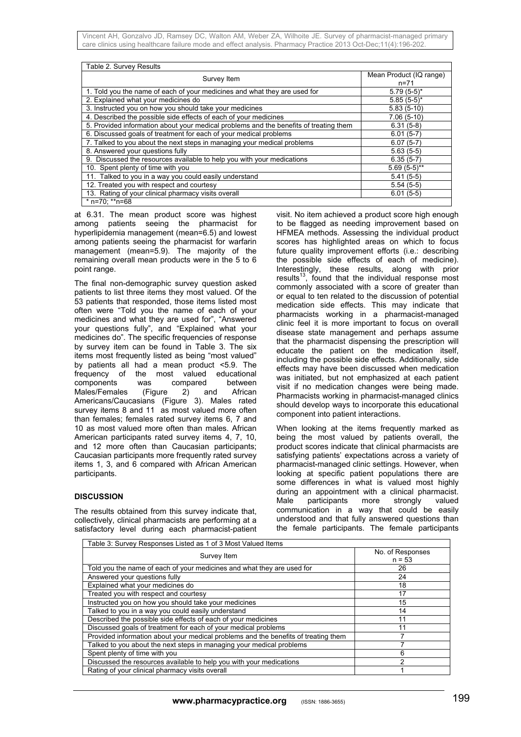Table 2. Survey Results

| Survey Item | Mean Product (IQ range) n=71 |
|---|---|
| 1. Told you the name of each of your medicines and what they are used for | 5.79 (5-5)* |
| 2. Explained what your medicines do | 5.85 (5-5)* |
| 3. Instructed you on how you should take your medicines | 5.83 (5-10) |
| 4. Described the possible side effects of each of your medicines | 7.06 (5-10) |
| 5. Provided information about your medical problems and the benefits of treating them | 6.31 (5-8) |
| 6. Discussed goals of treatment for each of your medical problems | 6.01 (5-7) |
| 7. Talked to you about the next steps in managing your medical problems | 6.07 (5-7) |
| 8. Answered your questions fully | 5.63 (5-5) |
| 9. Discussed the resources available to help you with your medications | 6.35 (5-7) |
| 10. Spent plenty of time with you | 5.69 (5-5)** |
| 11. Talked to you in a way you could easily understand | 5.41 (5-5) |
| 12. Treated you with respect and courtesy | 5.54 (5-5) |
| 13. Rating of your clinical pharmacy visits overall | 6.01 (5-5) |

\* n=70; ** n=68

at 6.31. The mean product score was highest among patients seeing the pharmacist for hyperlipidemia management (mean=6.5) and lowest among patients seeing the pharmacist for warfarin management (mean=5.9). The majority of the remaining overall mean products were in the 5 to 6 point range.

The final non-demographic survey question asked patients to list three items they most valued. Of the 53 patients that responded, those items listed most often were "Told you the name of each of your medicines and what they are used for", "Answered your questions fully", and "Explained what your medicines do". The specific frequencies of response by survey item can be found in Table 3. The six items most frequently listed as being "most valued" by patients all had a mean product <5.9. The frequency of the most valued educational components was compared between Males/Females (Figure 2) and African Americans/Caucasians (Figure 3). Males rated survey items 8 and 11 as most valued more often than females; females rated survey items 6, 7 and 10 as most valued more often than males. African American participants rated survey items 4, 7, 10, and 12 more often than Caucasian participants; Caucasian participants more frequently rated survey items 1, 3, and 6 compared with African American participants.

## DISCUSSION

The results obtained from this survey indicate that, collectively, clinical pharmacists are performing at a satisfactory level during each pharmacist-patient visit. No item achieved a product score high enough to be flagged as needing improvement based on HFMEA methods. Assessing the individual product scores has highlighted areas on which to focus future quality improvement efforts (i.e.: describing the possible side effects of each of medicine). Interestingly, these results, along with prior results[13], found that the individual response most commonly associated with a score of greater than or equal to ten related to the discussion of potential medication side effects. This may indicate that pharmacists working in a pharmacist-managed clinic feel it is more important to focus on overall disease state management and perhaps assume that the pharmacist dispensing the prescription will educate the patient on the medication itself, including the possible side effects. Additionally, side effects may have been discussed when medication was initiated, but not emphasized at each patient visit if no medication changes were being made. Pharmacists working in pharmacist-managed clinics should develop ways to incorporate this educational component into patient interactions.

When looking at the items frequently marked as being the most valued by patients overall, the product scores indicate that clinical pharmacists are satisfying patients' expectations across a variety of pharmacist-managed clinic settings. However, when looking at specific patient populations there are some differences in what is valued most highly during an appointment with a clinical pharmacist. Male participants more strongly valued communication in a way that could be easily understood and that fully answered questions than the female participants. The female participants

Table 3: Survey Responses Listed as 1 of 3 Most Valued Items

| Survey Item | No. of Responses n = 53 |
|---|---|
| Told you the name of each of your medicines and what they are used for | 26 |
| Answered your questions fully | 24 |
| Explained what your medicines do | 18 |
| Treated you with respect and courtesy | 17 |
| Instructed you on how you should take your medicines | 15 |
| Talked to you in a way you could easily understand | 14 |
| Described the possible side effects of each of your medicines | 11 |
| Discussed goals of treatment for each of your medical problems | 11 |
| Provided information about your medical problems and the benefits of treating them | 7 |
| Talked to you about the next steps in managing your medical problems | 7 |
| Spent plenty of time with you | 6 |
| Discussed the resources available to help you with your medications | 2 |
| Rating of your clinical pharmacy visits overall | 1 |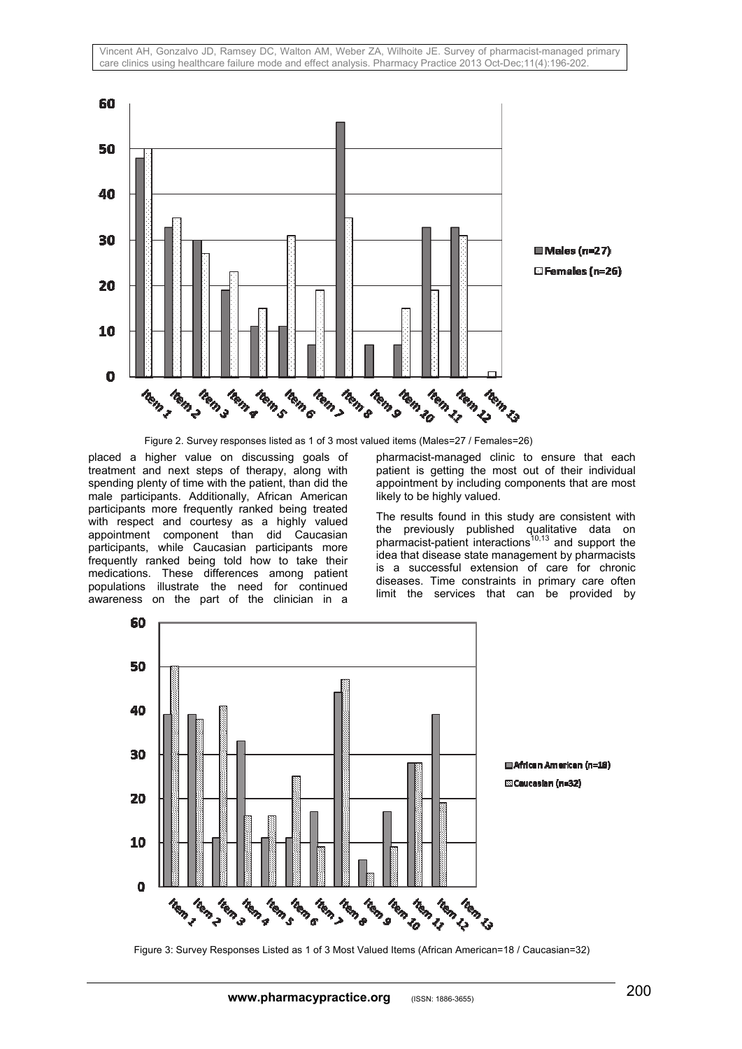Figure 2. Survey responses listed as 1 of 3 most valued items (Males=27 / Females=26)

placed a higher value on discussing goals of treatment and next steps of therapy, along with spending plenty of time with the patient, than did the male participants. Additionally, African American participants more frequently ranked being treated with respect and courtesy as a highly valued appointment component than did Caucasian participants, while Caucasian participants more frequently ranked being told how to take their medications. These differences among patient populations illustrate the need for continued awareness on the part of the clinician in a pharmacist-managed clinic to ensure that each patient is getting the most out of their individual appointment by including components that are most likely to be highly valued.

The results found in this study are consistent with the previously published qualitative data on pharmacist-patient interactions[10,13] and support the idea that disease state management by pharmacists is a successful extension of care for chronic diseases. Time constraints in primary care often limit the services that can be provided by

Figure 3: Survey Responses Listed as 1 of 3 Most Valued Items (African American=18 / Caucasian=32)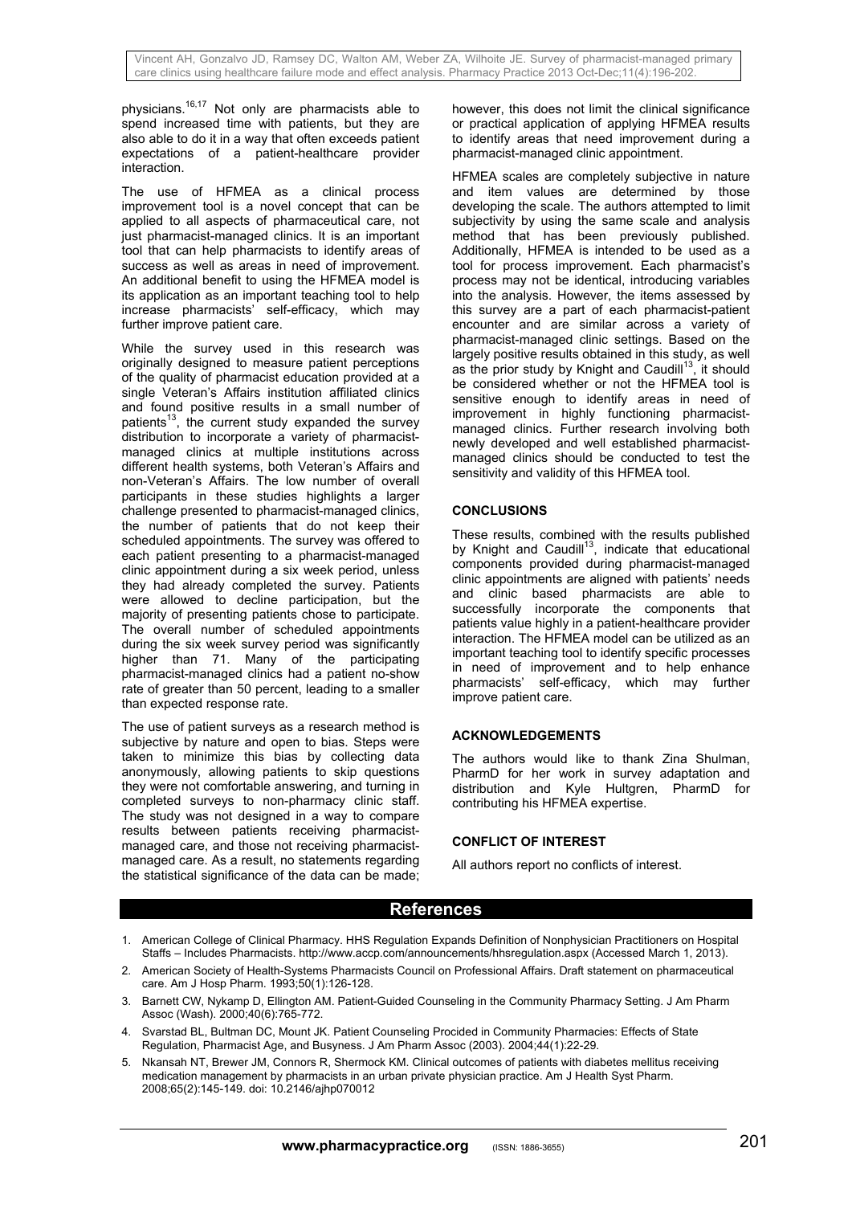physicians.[16,17] Not only are pharmacists able to spend increased time with patients, but they are also able to do it in a way that often exceeds patient expectations of a patient-healthcare provider interaction.

The use of HFMEA as a clinical process improvement tool is a novel concept that can be applied to all aspects of pharmaceutical care, not just pharmacist-managed clinics. It is an important tool that can help pharmacists to identify areas of success as well as areas in need of improvement. An additional benefit to using the HFMEA model is its application as an important teaching tool to help increase pharmacists' self-efficacy, which may further improve patient care.

While the survey used in this research was originally designed to measure patient perceptions of the quality of pharmacist education provided at a single Veteran's Affairs institution affiliated clinics and found positive results in a small number of patients[13], the current study expanded the survey distribution to incorporate a variety of pharmacist-managed clinics at multiple institutions across different health systems, both Veteran's Affairs and non-Veteran's Affairs. The low number of overall participants in these studies highlights a larger challenge presented to pharmacist-managed clinics, the number of patients that do not keep their scheduled appointments. The survey was offered to each patient presenting to a pharmacist-managed clinic appointment during a six week period, unless they had already completed the survey. Patients were allowed to decline participation, but the majority of presenting patients chose to participate. The overall number of scheduled appointments during the six week survey period was significantly higher than 71. Many of the participating pharmacist-managed clinics had a patient no-show rate of greater than 50 percent, leading to a smaller than expected response rate.

The use of patient surveys as a research method is subjective by nature and open to bias. Steps were taken to minimize this bias by collecting data anonymously, allowing patients to skip questions they were not comfortable answering, and turning in completed surveys to non-pharmacy clinic staff. The study was not designed in a way to compare results between patients receiving pharmacist-managed care, and those not receiving pharmacist-managed care. As a result, no statements regarding the statistical significance of the data can be made; however, this does not limit the clinical significance or practical application of applying HFMEA results to identify areas that need improvement during a pharmacist-managed clinic appointment.

HFMEA scales are completely subjective in nature and item values are determined by those developing the scale. The authors attempted to limit subjectivity by using the same scale and analysis method that has been previously published. Additionally, HFMEA is intended to be used as a tool for process improvement. Each pharmacist's process may not be identical, introducing variables into the analysis. However, the items assessed by this survey are a part of each pharmacist-patient encounter and are similar across a variety of pharmacist-managed clinic settings. Based on the largely positive results obtained in this study, as well as the prior study by Knight and Caudill[13], it should be considered whether or not the HFMEA tool is sensitive enough to identify areas in need of improvement in highly functioning pharmacist-managed clinics. Further research involving both newly developed and well established pharmacist-managed clinics should be conducted to test the sensitivity and validity of this HFMEA tool.

## CONCLUSIONS

These results, combined with the results published by Knight and Caudill[13], indicate that educational components provided during pharmacist-managed clinic appointments are aligned with patients' needs and clinic based pharmacists are able to successfully incorporate the components that patients value highly in a patient-healthcare provider interaction. The HFMEA model can be utilized as an important teaching tool to identify specific processes in need of improvement and to help enhance pharmacists' self-efficacy, which may further improve patient care.

## ACKNOWLEDGEMENTS

The authors would like to thank Zina Shulman, PharmD for her work in survey adaptation and distribution and Kyle Hultgren, PharmD for contributing his HFMEA expertise.

## CONFLICT OF INTEREST

All authors report no conflicts of interest.

## References

1. American College of Clinical Pharmacy. HHS Regulation Expands Definition of Nonphysician Practitioners on Hospital Staffs – Includes Pharmacists. http://www.accp.com/announcements/hhsregulation.aspx (Accessed March 1, 2013).
2. American Society of Health-Systems Pharmacists Council on Professional Affairs. Draft statement on pharmaceutical care. Am J Hosp Pharm. 1993;50(1):126-128.
3. Barnett CW, Nykamp D, Ellington AM. Patient-Guided Counseling in the Community Pharmacy Setting. J Am Pharm Assoc (Wash). 2000;40(6):765-772.
4. Svarstad BL, Bultman DC, Mount JK. Patient Counseling Procided in Community Pharmacies: Effects of State Regulation, Pharmacist Age, and Busyness. J Am Pharm Assoc (2003). 2004;44(1):22-29.
5. Nkansah NT, Brewer JM, Connors R, Shermock KM. Clinical outcomes of patients with diabetes mellitus receiving medication management by pharmacists in an urban private physician practice. Am J Health Syst Pharm. 2008;65(2):145-149. doi: 10.2146/ajhp070012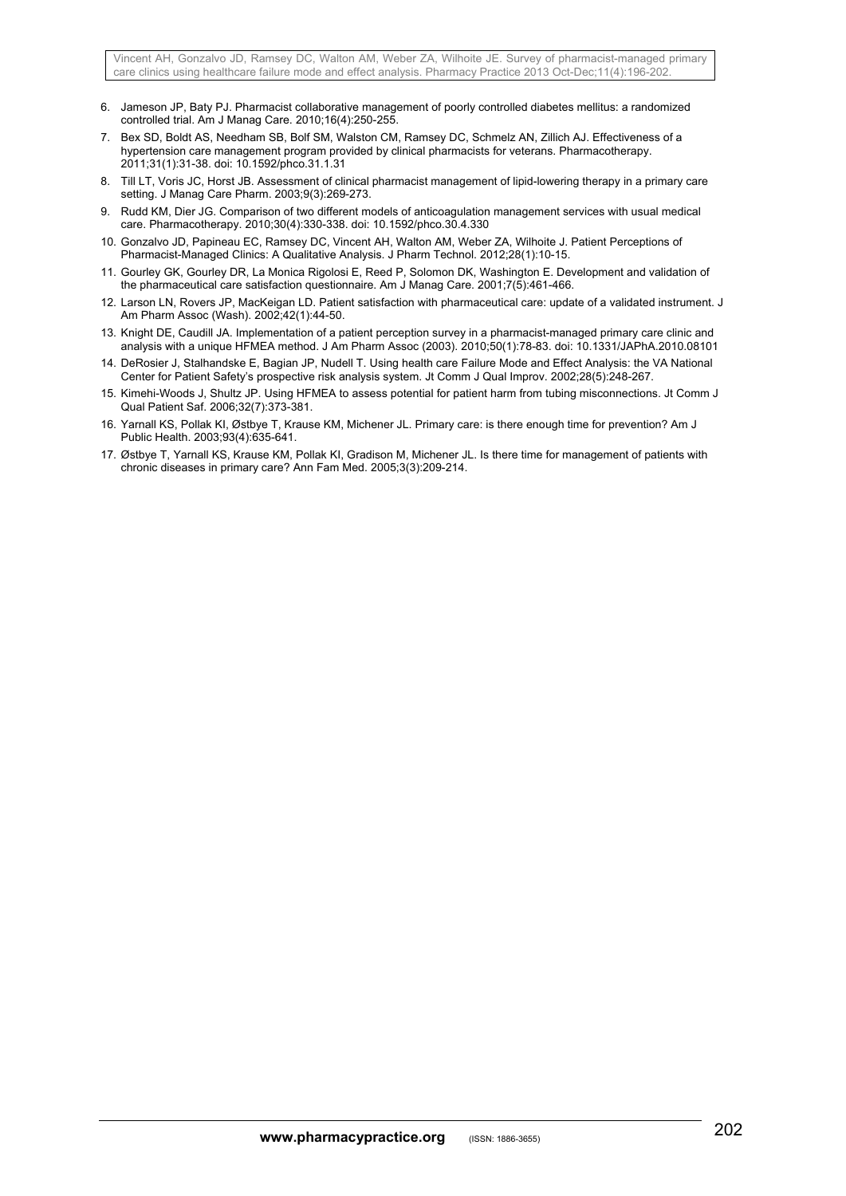6. Jameson JP, Baty PJ. Pharmacist collaborative management of poorly controlled diabetes mellitus: a randomized controlled trial. Am J Manag Care. 2010;16(4):250-255.
7. Bex SD, Boldt AS, Needham SB, Bolf SM, Walston CM, Ramsey DC, Schmelz AN, Zillich AJ. Effectiveness of a hypertension care management program provided by clinical pharmacists for veterans. Pharmacotherapy. 2011;31(1):31-38. doi: 10.1592/phco.31.1.31
8. Till LT, Voris JC, Horst JB. Assessment of clinical pharmacist management of lipid-lowering therapy in a primary care setting. J Manag Care Pharm. 2003;9(3):269-273.
9. Rudd KM, Dier JG. Comparison of two different models of anticoagulation management services with usual medical care. Pharmacotherapy. 2010;30(4):330-338. doi: 10.1592/phco.30.4.330
10. Gonzalvo JD, Papineau EC, Ramsey DC, Vincent AH, Walton AM, Weber ZA, Wilhoite J. Patient Perceptions of Pharmacist-Managed Clinics: A Qualitative Analysis. J Pharm Technol. 2012;28(1):10-15.
11. Gourley GK, Gourley DR, La Monica Rigolosi E, Reed P, Solomon DK, Washington E. Development and validation of the pharmaceutical care satisfaction questionnaire. Am J Manag Care. 2001;7(5):461-466.
12. Larson LN, Rovers JP, MacKeigan LD. Patient satisfaction with pharmaceutical care: update of a validated instrument. J Am Pharm Assoc (Wash). 2002;42(1):44-50.
13. Knight DE, Caudill JA. Implementation of a patient perception survey in a pharmacist-managed primary care clinic and analysis with a unique HFMEA method. J Am Pharm Assoc (2003). 2010;50(1):78-83. doi: 10.1331/JAPhA.2010.08101
14. DeRosier J, Stalhandske E, Bagian JP, Nudell T. Using health care Failure Mode and Effect Analysis: the VA National Center for Patient Safety's prospective risk analysis system. Jt Comm J Qual Improv. 2002;28(5):248-267.
15. Kimehi-Woods J, Shultz JP. Using HFMEA to assess potential for patient harm from tubing misconnections. Jt Comm J Qual Patient Saf. 2006;32(7):373-381.
16. Yarnall KS, Pollak KI, Østbye T, Krause KM, Michener JL. Primary care: is there enough time for prevention? Am J Public Health. 2003;93(4):635-641.
17. Østbye T, Yarnall KS, Krause KM, Pollak KI, Gradison M, Michener JL. Is there time for management of patients with chronic diseases in primary care? Ann Fam Med. 2005;3(3):209-214.